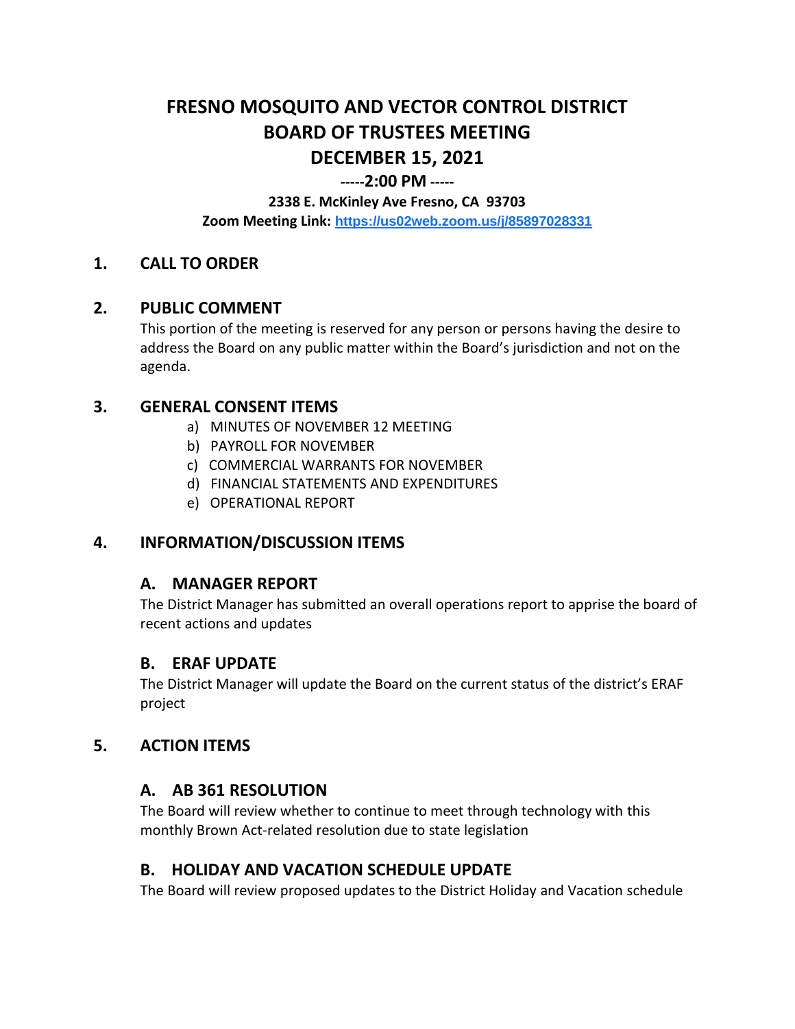# FRESNO MOSQUITO AND VECTOR CONTROL DISTRICT
# BOARD OF TRUSTEES MEETING
# DECEMBER 15, 2021

**-----2:00 PM -----**

**2338 E. McKinley Ave Fresno, CA 93703**

**Zoom Meeting Link:** https://us02web.zoom.us/j/85897028331

## 1. CALL TO ORDER

## 2. PUBLIC COMMENT

This portion of the meeting is reserved for any person or persons having the desire to address the Board on any public matter within the Board's jurisdiction and not on the agenda.

## 3. GENERAL CONSENT ITEMS

a) MINUTES OF NOVEMBER 12 MEETING
b) PAYROLL FOR NOVEMBER
c) COMMERCIAL WARRANTS FOR NOVEMBER
d) FINANCIAL STATEMENTS AND EXPENDITURES
e) OPERATIONAL REPORT

## 4. INFORMATION/DISCUSSION ITEMS

### A. MANAGER REPORT

The District Manager has submitted an overall operations report to apprise the board of recent actions and updates

### B. ERAF UPDATE

The District Manager will update the Board on the current status of the district's ERAF project

## 5. ACTION ITEMS

### A. AB 361 RESOLUTION

The Board will review whether to continue to meet through technology with this monthly Brown Act-related resolution due to state legislation

### B. HOLIDAY AND VACATION SCHEDULE UPDATE

The Board will review proposed updates to the District Holiday and Vacation schedule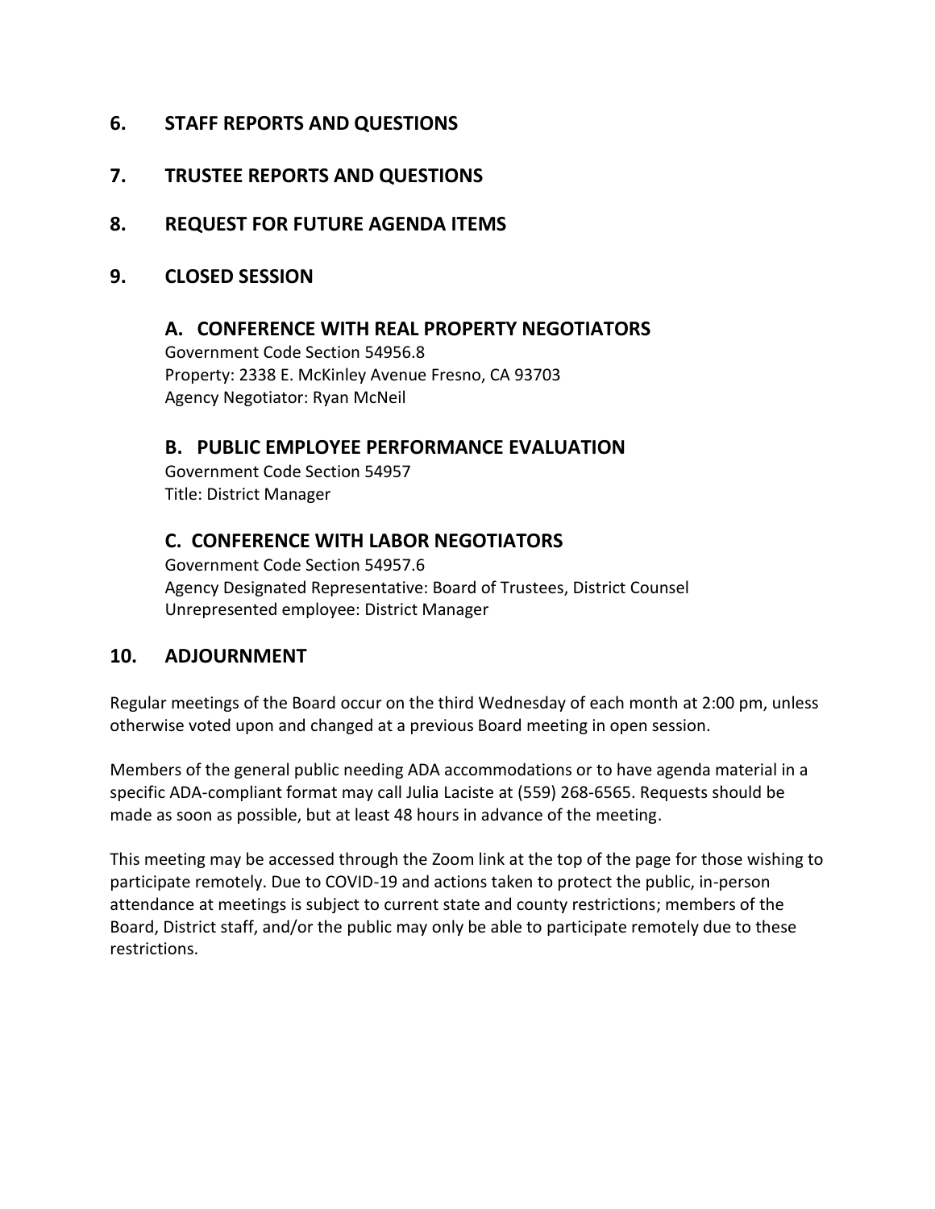## 6. STAFF REPORTS AND QUESTIONS

## 7. TRUSTEE REPORTS AND QUESTIONS

## 8. REQUEST FOR FUTURE AGENDA ITEMS

## 9. CLOSED SESSION

### A. CONFERENCE WITH REAL PROPERTY NEGOTIATORS

Government Code Section 54956.8
Property: 2338 E. McKinley Avenue Fresno, CA 93703
Agency Negotiator: Ryan McNeil

### B. PUBLIC EMPLOYEE PERFORMANCE EVALUATION

Government Code Section 54957
Title: District Manager

### C. CONFERENCE WITH LABOR NEGOTIATORS

Government Code Section 54957.6
Agency Designated Representative: Board of Trustees, District Counsel
Unrepresented employee: District Manager

## 10. ADJOURNMENT

Regular meetings of the Board occur on the third Wednesday of each month at 2:00 pm, unless otherwise voted upon and changed at a previous Board meeting in open session.

Members of the general public needing ADA accommodations or to have agenda material in a specific ADA-compliant format may call Julia Laciste at (559) 268-6565. Requests should be made as soon as possible, but at least 48 hours in advance of the meeting.

This meeting may be accessed through the Zoom link at the top of the page for those wishing to participate remotely. Due to COVID-19 and actions taken to protect the public, in-person attendance at meetings is subject to current state and county restrictions; members of the Board, District staff, and/or the public may only be able to participate remotely due to these restrictions.